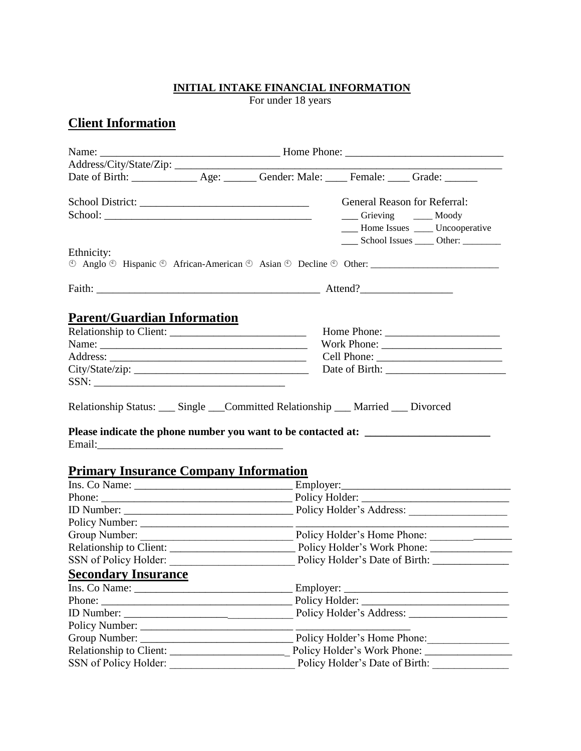**INITIAL INTAKE FINANCIAL INFORMATION**

For under 18 years

## Client Information

Name: _________________________________ Home Phone: _____________________________

Address/City/State/Zip: _____________________________________________________________

Date of Birth: ____________ Age: ______ Gender: Male: ____ Female: ____ Grade: ______

School District: _______________________________

School: ______________________________________

General Reason for Referral:

___ Grieving ____ Moody

___ Home Issues ____ Uncooperative

___ School Issues ____ Other: ________

Ethnicity:

◌ Anglo ◌ Hispanic ◌ African-American ◌ Asian ◌ Decline ◌ Other: __________________________

Faith: __________________________________________ Attend?_________________

## Parent/Guardian Information

Relationship to Client: _________________________ Home Phone: _____________________

Name: ______________________________________ Work Phone: ______________________

Address: ____________________________________ Cell Phone: _______________________

City/State/zip: ________________________________ Date of Birth: ______________________

SSN: ___________________________________

Relationship Status: ___ Single ___Committed Relationship ___ Married ___ Divorced

**Please indicate the phone number you want to be contacted at: _______________________**

Email:__________________________________

## Primary Insurance Company Information

Ins. Co Name: _____________________________ Employer:______________________________

Phone: __________________________________ Policy Holder: ___________________________

ID Number: _______________________________ Policy Holder's Address: _________________

Policy Number: ____________________________ _______________________________________

Group Number: ____________________________ Policy Holder's Home Phone: ________________

Relationship to Client: _______________________ Policy Holder's Work Phone: _______________

SSN of Policy Holder: _______________________ Policy Holder's Date of Birth: _____________

## Secondary Insurance

Ins. Co Name: _____________________________ Employer: ______________________________

Phone: __________________________________ Policy Holder: ___________________________

ID Number: _______________________________ Policy Holder's Address: _________________

Policy Number: ____________________________ ____________________

Group Number: ____________________________ Policy Holder's Home Phone:_______________

Relationship to Client: ______________________ Policy Holder's Work Phone: ________________

SSN of Policy Holder: _______________________ Policy Holder's Date of Birth: ______________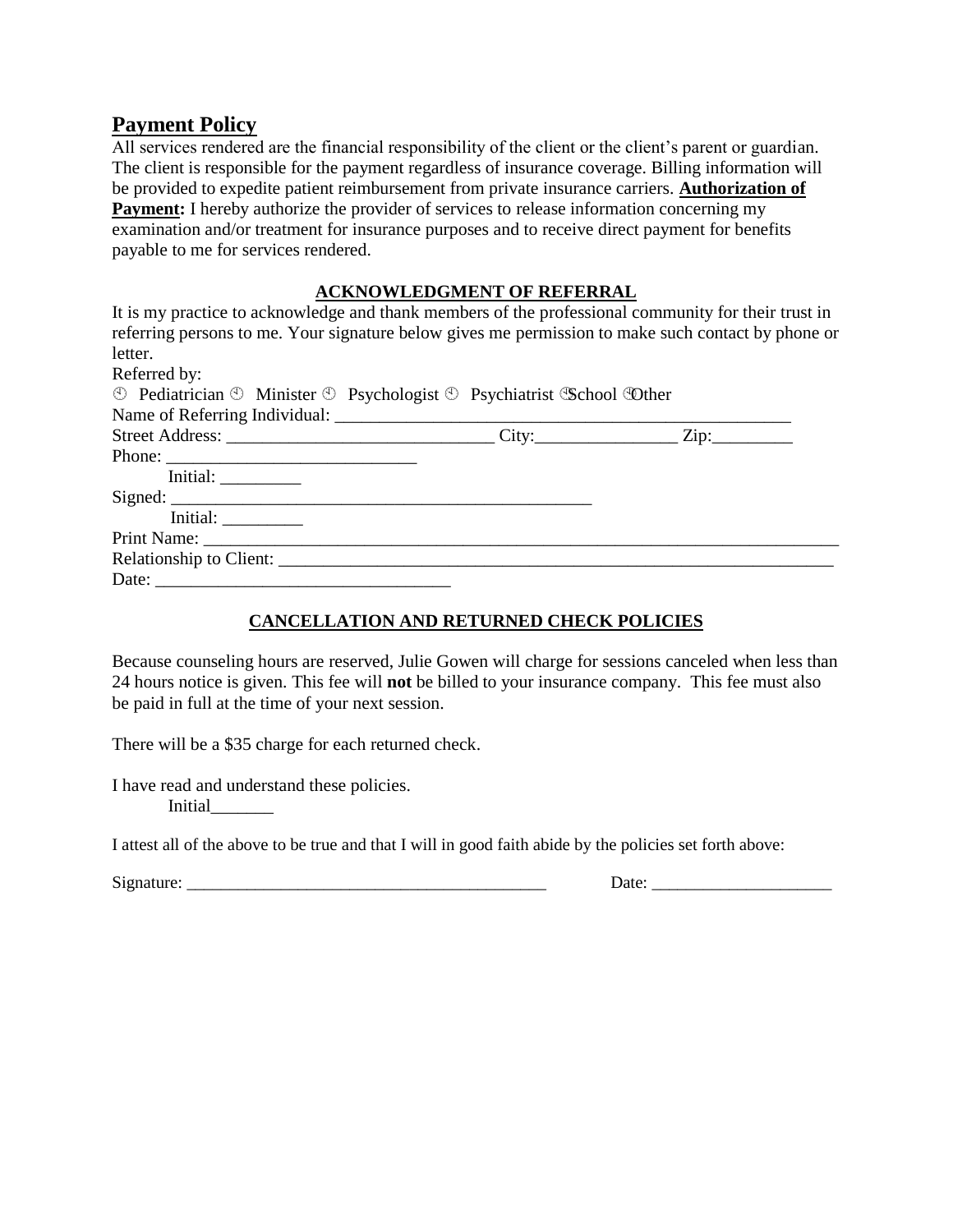## Payment Policy

All services rendered are the financial responsibility of the client or the client's parent or guardian. The client is responsible for the payment regardless of insurance coverage. Billing information will be provided to expedite patient reimbursement from private insurance carriers. **Authorization of Payment:** I hereby authorize the provider of services to release information concerning my examination and/or treatment for insurance purposes and to receive direct payment for benefits payable to me for services rendered.

### ACKNOWLEDGMENT OF REFERRAL

It is my practice to acknowledge and thank members of the professional community for their trust in referring persons to me. Your signature below gives me permission to make such contact by phone or letter.

Referred by:

○ Pediatrician ○ Minister ○ Psychologist ○ Psychiatrist ○ School ○ Other

Name of Referring Individual: ___________________________________________________

Street Address: ______________________________ City:________________ Zip:_________

Phone: ____________________________

Initial: _________

Signed: ________________________________________________

Initial: _________

Print Name: ___________________________________________________________________

Relationship to Client: _________________________________________________________

Date: _________________________________

### CANCELLATION AND RETURNED CHECK POLICIES

Because counseling hours are reserved, Julie Gowen will charge for sessions canceled when less than 24 hours notice is given. This fee will **not** be billed to your insurance company. This fee must also be paid in full at the time of your next session.

There will be a $35 charge for each returned check.

I have read and understand these policies.

Initial_______

I attest all of the above to be true and that I will in good faith abide by the policies set forth above:

Signature: __________________________________________ Date: _____________________